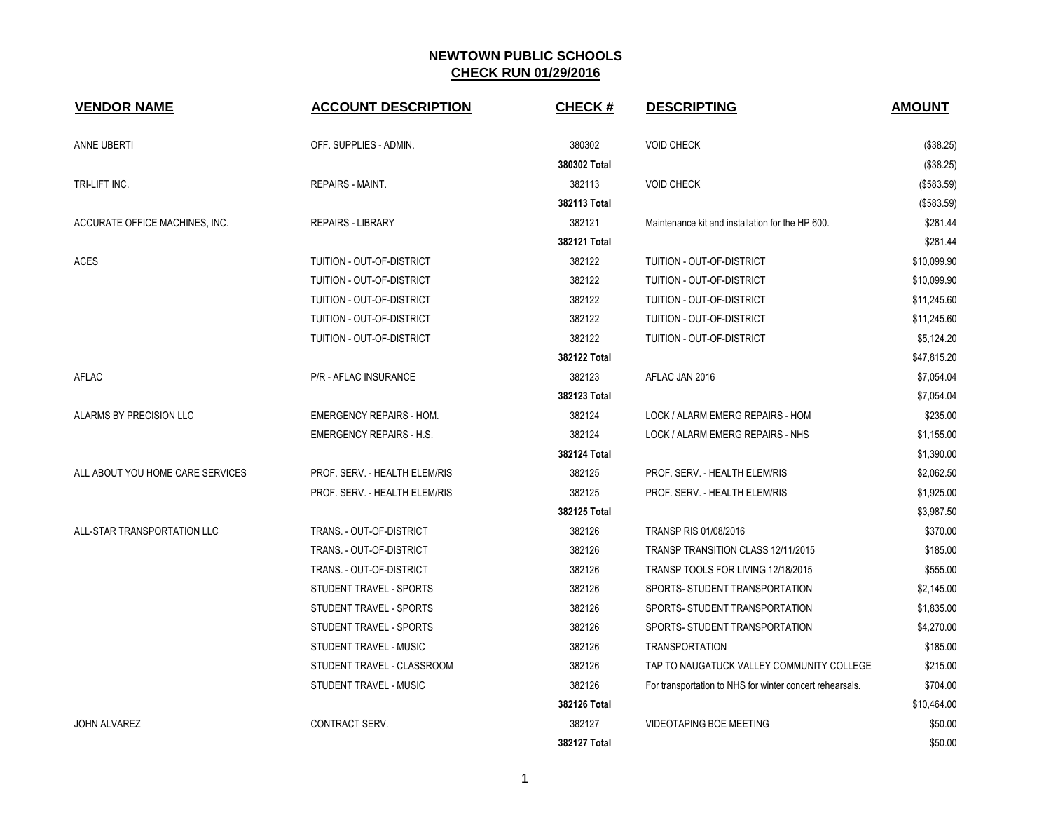# NEWTOWN PUBLIC SCHOOLS

## CHECK RUN 01/29/2016

| VENDOR NAME | ACCOUNT DESCRIPTION | CHECK # | DESCRIPTING | AMOUNT |
|---|---|---|---|---|
| ANNE UBERTI | OFF. SUPPLIES - ADMIN. | 380302 | VOID CHECK | ($38.25) |
| | | **380302 Total** | | ($38.25) |
| TRI-LIFT INC. | REPAIRS - MAINT. | 382113 | VOID CHECK | ($583.59) |
| | | **382113 Total** | | ($583.59) |
| ACCURATE OFFICE MACHINES, INC. | REPAIRS - LIBRARY | 382121 | Maintenance kit and installation for the HP 600. | $281.44 |
| | | **382121 Total** | | $281.44 |
| ACES | TUITION - OUT-OF-DISTRICT | 382122 | TUITION - OUT-OF-DISTRICT | $10,099.90 |
| | TUITION - OUT-OF-DISTRICT | 382122 | TUITION - OUT-OF-DISTRICT | $10,099.90 |
| | TUITION - OUT-OF-DISTRICT | 382122 | TUITION - OUT-OF-DISTRICT | $11,245.60 |
| | TUITION - OUT-OF-DISTRICT | 382122 | TUITION - OUT-OF-DISTRICT | $11,245.60 |
| | TUITION - OUT-OF-DISTRICT | 382122 | TUITION - OUT-OF-DISTRICT | $5,124.20 |
| | | **382122 Total** | | $47,815.20 |
| AFLAC | P/R - AFLAC INSURANCE | 382123 | AFLAC JAN 2016 | $7,054.04 |
| | | **382123 Total** | | $7,054.04 |
| ALARMS BY PRECISION LLC | EMERGENCY REPAIRS - HOM. | 382124 | LOCK / ALARM EMERG REPAIRS - HOM | $235.00 |
| | EMERGENCY REPAIRS - H.S. | 382124 | LOCK / ALARM EMERG REPAIRS - NHS | $1,155.00 |
| | | **382124 Total** | | $1,390.00 |
| ALL ABOUT YOU HOME CARE SERVICES | PROF. SERV. - HEALTH ELEM/RIS | 382125 | PROF. SERV. - HEALTH ELEM/RIS | $2,062.50 |
| | PROF. SERV. - HEALTH ELEM/RIS | 382125 | PROF. SERV. - HEALTH ELEM/RIS | $1,925.00 |
| | | **382125 Total** | | $3,987.50 |
| ALL-STAR TRANSPORTATION LLC | TRANS. - OUT-OF-DISTRICT | 382126 | TRANSP RIS 01/08/2016 | $370.00 |
| | TRANS. - OUT-OF-DISTRICT | 382126 | TRANSP TRANSITION CLASS 12/11/2015 | $185.00 |
| | TRANS. - OUT-OF-DISTRICT | 382126 | TRANSP TOOLS FOR LIVING 12/18/2015 | $555.00 |
| | STUDENT TRAVEL - SPORTS | 382126 | SPORTS- STUDENT TRANSPORTATION | $2,145.00 |
| | STUDENT TRAVEL - SPORTS | 382126 | SPORTS- STUDENT TRANSPORTATION | $1,835.00 |
| | STUDENT TRAVEL - SPORTS | 382126 | SPORTS- STUDENT TRANSPORTATION | $4,270.00 |
| | STUDENT TRAVEL - MUSIC | 382126 | TRANSPORTATION | $185.00 |
| | STUDENT TRAVEL - CLASSROOM | 382126 | TAP TO NAUGATUCK VALLEY COMMUNITY COLLEGE | $215.00 |
| | STUDENT TRAVEL - MUSIC | 382126 | For transportation to NHS for winter concert rehearsals. | $704.00 |
| | | **382126 Total** | | $10,464.00 |
| JOHN ALVAREZ | CONTRACT SERV. | 382127 | VIDEOTAPING BOE MEETING | $50.00 |
| | | **382127 Total** | | $50.00 |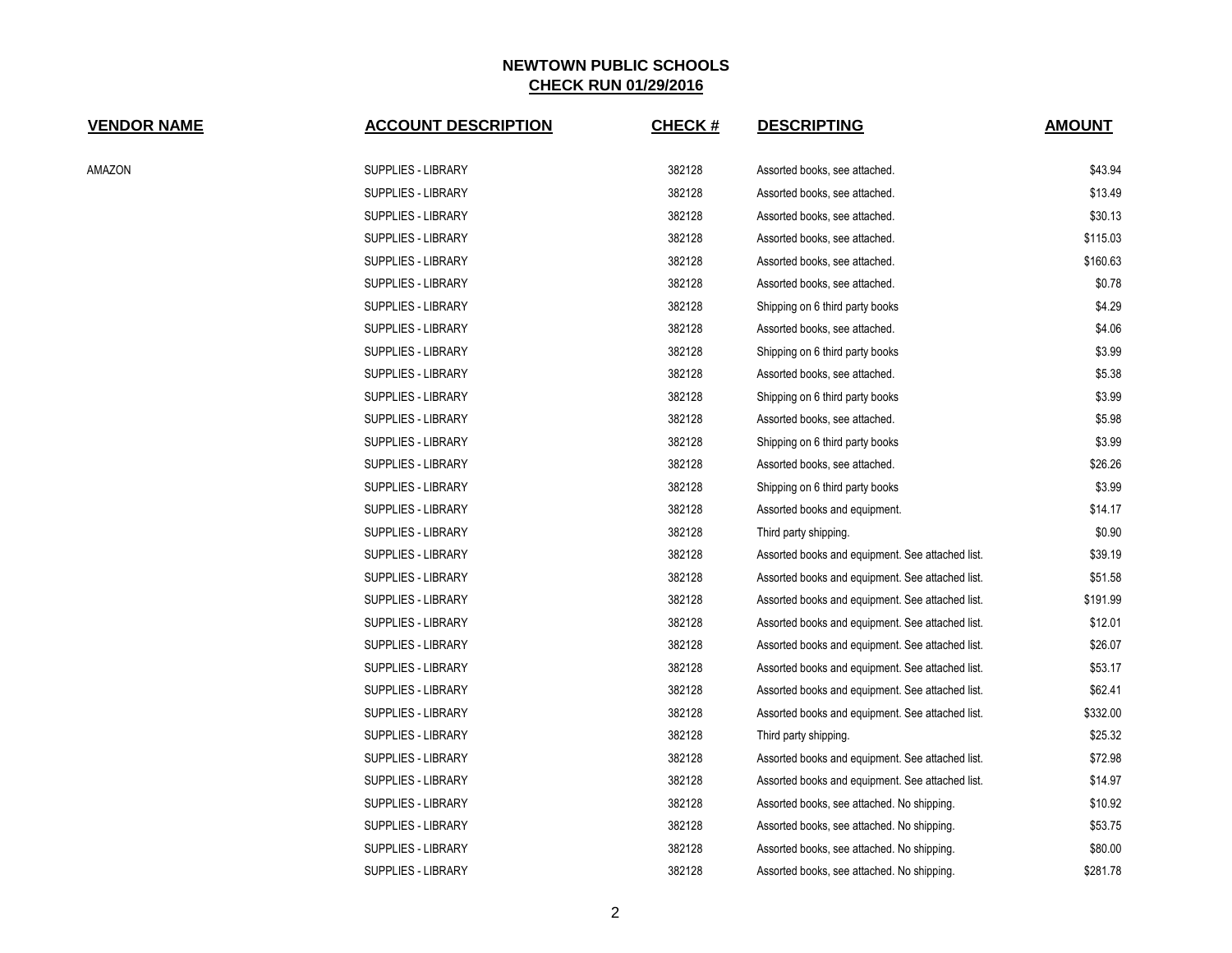# NEWTOWN PUBLIC SCHOOLS
## CHECK RUN 01/29/2016

| VENDOR NAME | ACCOUNT DESCRIPTION | CHECK # | DESCRIPTING | AMOUNT |
|---|---|---|---|---|
| AMAZON | SUPPLIES - LIBRARY | 382128 | Assorted books, see attached. | $43.94 |
| | SUPPLIES - LIBRARY | 382128 | Assorted books, see attached. | $13.49 |
| | SUPPLIES - LIBRARY | 382128 | Assorted books, see attached. | $30.13 |
| | SUPPLIES - LIBRARY | 382128 | Assorted books, see attached. | $115.03 |
| | SUPPLIES - LIBRARY | 382128 | Assorted books, see attached. | $160.63 |
| | SUPPLIES - LIBRARY | 382128 | Assorted books, see attached. | $0.78 |
| | SUPPLIES - LIBRARY | 382128 | Shipping on 6 third party books | $4.29 |
| | SUPPLIES - LIBRARY | 382128 | Assorted books, see attached. | $4.06 |
| | SUPPLIES - LIBRARY | 382128 | Shipping on 6 third party books | $3.99 |
| | SUPPLIES - LIBRARY | 382128 | Assorted books, see attached. | $5.38 |
| | SUPPLIES - LIBRARY | 382128 | Shipping on 6 third party books | $3.99 |
| | SUPPLIES - LIBRARY | 382128 | Assorted books, see attached. | $5.98 |
| | SUPPLIES - LIBRARY | 382128 | Shipping on 6 third party books | $3.99 |
| | SUPPLIES - LIBRARY | 382128 | Assorted books, see attached. | $26.26 |
| | SUPPLIES - LIBRARY | 382128 | Shipping on 6 third party books | $3.99 |
| | SUPPLIES - LIBRARY | 382128 | Assorted books and equipment. | $14.17 |
| | SUPPLIES - LIBRARY | 382128 | Third party shipping. | $0.90 |
| | SUPPLIES - LIBRARY | 382128 | Assorted books and equipment. See attached list. | $39.19 |
| | SUPPLIES - LIBRARY | 382128 | Assorted books and equipment. See attached list. | $51.58 |
| | SUPPLIES - LIBRARY | 382128 | Assorted books and equipment. See attached list. | $191.99 |
| | SUPPLIES - LIBRARY | 382128 | Assorted books and equipment. See attached list. | $12.01 |
| | SUPPLIES - LIBRARY | 382128 | Assorted books and equipment. See attached list. | $26.07 |
| | SUPPLIES - LIBRARY | 382128 | Assorted books and equipment. See attached list. | $53.17 |
| | SUPPLIES - LIBRARY | 382128 | Assorted books and equipment. See attached list. | $62.41 |
| | SUPPLIES - LIBRARY | 382128 | Assorted books and equipment. See attached list. | $332.00 |
| | SUPPLIES - LIBRARY | 382128 | Third party shipping. | $25.32 |
| | SUPPLIES - LIBRARY | 382128 | Assorted books and equipment. See attached list. | $72.98 |
| | SUPPLIES - LIBRARY | 382128 | Assorted books and equipment. See attached list. | $14.97 |
| | SUPPLIES - LIBRARY | 382128 | Assorted books, see attached. No shipping. | $10.92 |
| | SUPPLIES - LIBRARY | 382128 | Assorted books, see attached. No shipping. | $53.75 |
| | SUPPLIES - LIBRARY | 382128 | Assorted books, see attached. No shipping. | $80.00 |
| | SUPPLIES - LIBRARY | 382128 | Assorted books, see attached. No shipping. | $281.78 |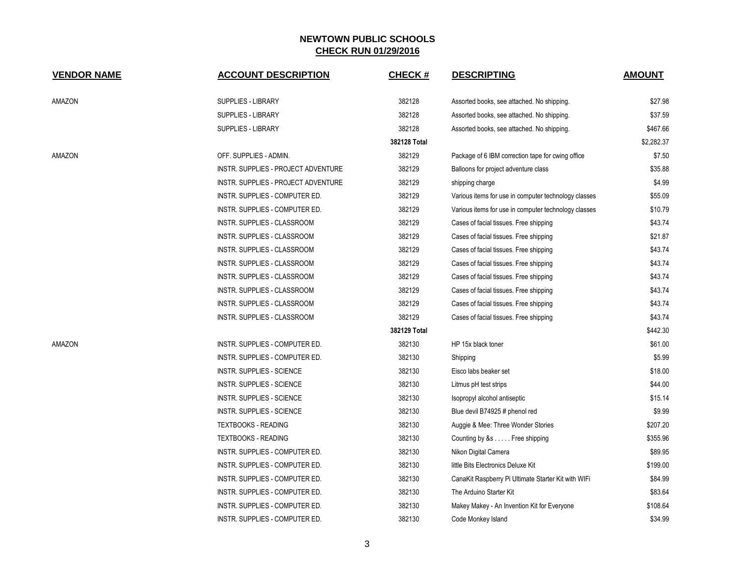## NEWTOWN PUBLIC SCHOOLS
## CHECK RUN 01/29/2016

| VENDOR NAME | ACCOUNT DESCRIPTION | CHECK # | DESCRIPTING | AMOUNT |
|---|---|---|---|---|
| AMAZON | SUPPLIES - LIBRARY | 382128 | Assorted books, see attached. No shipping. | $27.98 |
| | SUPPLIES - LIBRARY | 382128 | Assorted books, see attached. No shipping. | $37.59 |
| | SUPPLIES - LIBRARY | 382128 | Assorted books, see attached. No shipping. | $467.66 |
| | | **382128 Total** | | $2,282.37 |
| AMAZON | OFF. SUPPLIES - ADMIN. | 382129 | Package of 6 IBM correction tape for cwing office | $7.50 |
| | INSTR. SUPPLIES - PROJECT ADVENTURE | 382129 | Balloons for project adventure class | $35.88 |
| | INSTR. SUPPLIES - PROJECT ADVENTURE | 382129 | shipping charge | $4.99 |
| | INSTR. SUPPLIES - COMPUTER ED. | 382129 | Various items for use in computer technology classes | $55.09 |
| | INSTR. SUPPLIES - COMPUTER ED. | 382129 | Various items for use in computer technology classes | $10.79 |
| | INSTR. SUPPLIES - CLASSROOM | 382129 | Cases of facial tissues. Free shipping | $43.74 |
| | INSTR. SUPPLIES - CLASSROOM | 382129 | Cases of facial tissues. Free shipping | $21.87 |
| | INSTR. SUPPLIES - CLASSROOM | 382129 | Cases of facial tissues. Free shipping | $43.74 |
| | INSTR. SUPPLIES - CLASSROOM | 382129 | Cases of facial tissues. Free shipping | $43.74 |
| | INSTR. SUPPLIES - CLASSROOM | 382129 | Cases of facial tissues. Free shipping | $43.74 |
| | INSTR. SUPPLIES - CLASSROOM | 382129 | Cases of facial tissues. Free shipping | $43.74 |
| | INSTR. SUPPLIES - CLASSROOM | 382129 | Cases of facial tissues. Free shipping | $43.74 |
| | INSTR. SUPPLIES - CLASSROOM | 382129 | Cases of facial tissues. Free shipping | $43.74 |
| | | **382129 Total** | | $442.30 |
| AMAZON | INSTR. SUPPLIES - COMPUTER ED. | 382130 | HP 15x black toner | $61.00 |
| | INSTR. SUPPLIES - COMPUTER ED. | 382130 | Shipping | $5.99 |
| | INSTR. SUPPLIES - SCIENCE | 382130 | Eisco labs beaker set | $18.00 |
| | INSTR. SUPPLIES - SCIENCE | 382130 | Litmus pH test strips | $44.00 |
| | INSTR. SUPPLIES - SCIENCE | 382130 | Isopropyl alcohol antiseptic | $15.14 |
| | INSTR. SUPPLIES - SCIENCE | 382130 | Blue devil B74925 # phenol red | $9.99 |
| | TEXTBOOKS - READING | 382130 | Auggie & Mee: Three Wonder Stories | $207.20 |
| | TEXTBOOKS - READING | 382130 | Counting by &s . . . . . Free shipping | $355.96 |
| | INSTR. SUPPLIES - COMPUTER ED. | 382130 | Nikon Digital Camera | $89.95 |
| | INSTR. SUPPLIES - COMPUTER ED. | 382130 | little Bits Electronics Deluxe Kit | $199.00 |
| | INSTR. SUPPLIES - COMPUTER ED. | 382130 | CanaKit Raspberry Pi Ultimate Starter Kit with WIFi | $84.99 |
| | INSTR. SUPPLIES - COMPUTER ED. | 382130 | The Arduino Starter Kit | $83.64 |
| | INSTR. SUPPLIES - COMPUTER ED. | 382130 | Makey Makey - An Invention Kit for Everyone | $108.64 |
| | INSTR. SUPPLIES - COMPUTER ED. | 382130 | Code Monkey Island | $34.99 |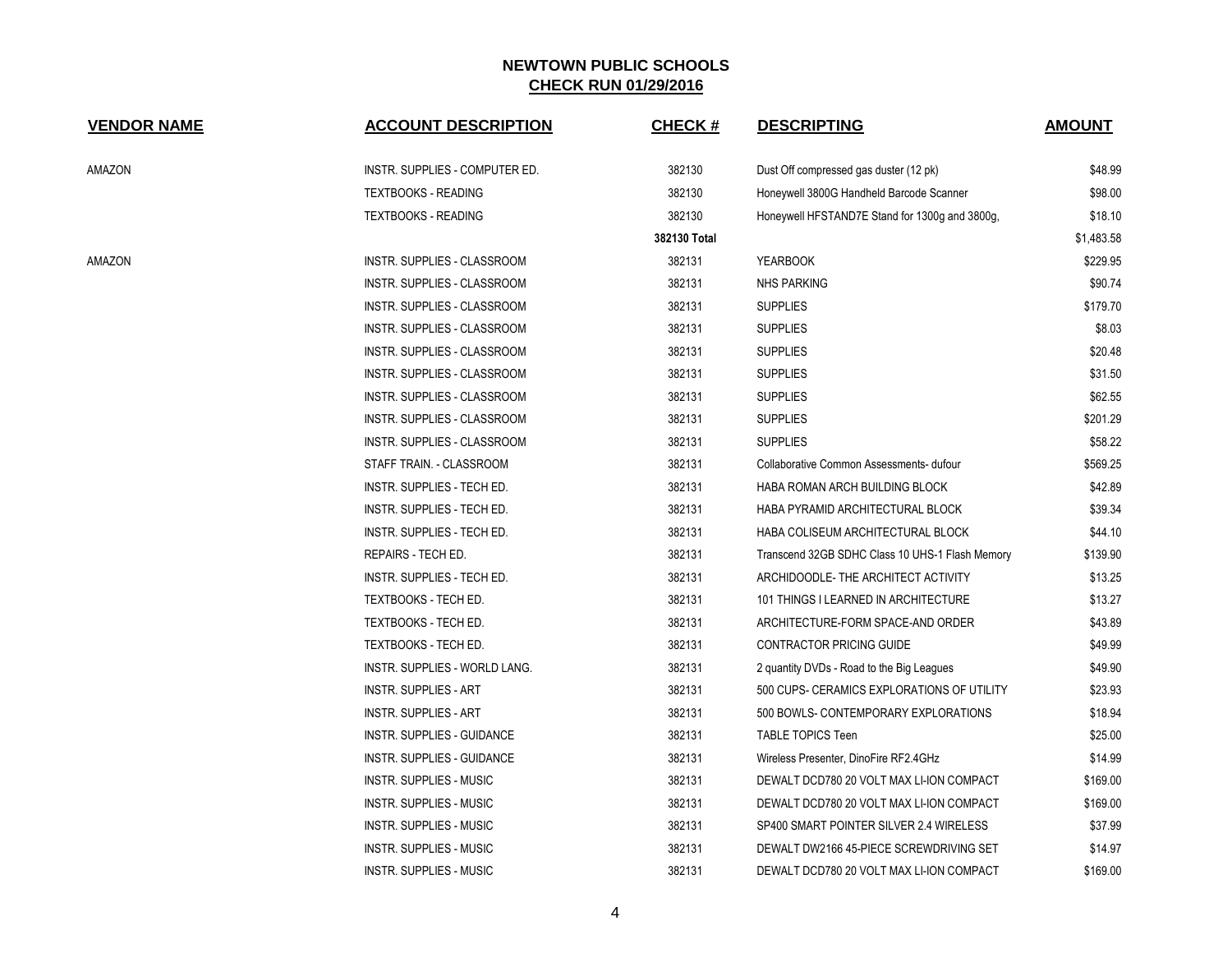## NEWTOWN PUBLIC SCHOOLS
## CHECK RUN 01/29/2016

| VENDOR NAME | ACCOUNT DESCRIPTION | CHECK # | DESCRIPTING | AMOUNT |
|---|---|---|---|---|
| AMAZON | INSTR. SUPPLIES - COMPUTER ED. | 382130 | Dust Off compressed gas duster (12 pk) | $48.99 |
| | TEXTBOOKS - READING | 382130 | Honeywell 3800G Handheld Barcode Scanner | $98.00 |
| | TEXTBOOKS - READING | 382130 | Honeywell HFSTAND7E Stand for 1300g and 3800g, | $18.10 |
| | | **382130 Total** | | $1,483.58 |
| AMAZON | INSTR. SUPPLIES - CLASSROOM | 382131 | YEARBOOK | $229.95 |
| | INSTR. SUPPLIES - CLASSROOM | 382131 | NHS PARKING | $90.74 |
| | INSTR. SUPPLIES - CLASSROOM | 382131 | SUPPLIES | $179.70 |
| | INSTR. SUPPLIES - CLASSROOM | 382131 | SUPPLIES | $8.03 |
| | INSTR. SUPPLIES - CLASSROOM | 382131 | SUPPLIES | $20.48 |
| | INSTR. SUPPLIES - CLASSROOM | 382131 | SUPPLIES | $31.50 |
| | INSTR. SUPPLIES - CLASSROOM | 382131 | SUPPLIES | $62.55 |
| | INSTR. SUPPLIES - CLASSROOM | 382131 | SUPPLIES | $201.29 |
| | INSTR. SUPPLIES - CLASSROOM | 382131 | SUPPLIES | $58.22 |
| | STAFF TRAIN. - CLASSROOM | 382131 | Collaborative Common Assessments- dufour | $569.25 |
| | INSTR. SUPPLIES - TECH ED. | 382131 | HABA ROMAN ARCH BUILDING BLOCK | $42.89 |
| | INSTR. SUPPLIES - TECH ED. | 382131 | HABA PYRAMID ARCHITECTURAL BLOCK | $39.34 |
| | INSTR. SUPPLIES - TECH ED. | 382131 | HABA COLISEUM ARCHITECTURAL BLOCK | $44.10 |
| | REPAIRS - TECH ED. | 382131 | Transcend 32GB SDHC Class 10 UHS-1 Flash Memory | $139.90 |
| | INSTR. SUPPLIES - TECH ED. | 382131 | ARCHIDOODLE- THE ARCHITECT ACTIVITY | $13.25 |
| | TEXTBOOKS - TECH ED. | 382131 | 101 THINGS I LEARNED IN ARCHITECTURE | $13.27 |
| | TEXTBOOKS - TECH ED. | 382131 | ARCHITECTURE-FORM SPACE-AND ORDER | $43.89 |
| | TEXTBOOKS - TECH ED. | 382131 | CONTRACTOR PRICING GUIDE | $49.99 |
| | INSTR. SUPPLIES - WORLD LANG. | 382131 | 2 quantity DVDs - Road to the Big Leagues | $49.90 |
| | INSTR. SUPPLIES - ART | 382131 | 500 CUPS- CERAMICS EXPLORATIONS OF UTILITY | $23.93 |
| | INSTR. SUPPLIES - ART | 382131 | 500 BOWLS- CONTEMPORARY EXPLORATIONS | $18.94 |
| | INSTR. SUPPLIES - GUIDANCE | 382131 | TABLE TOPICS Teen | $25.00 |
| | INSTR. SUPPLIES - GUIDANCE | 382131 | Wireless Presenter, DinoFire RF2.4GHz | $14.99 |
| | INSTR. SUPPLIES - MUSIC | 382131 | DEWALT DCD780 20 VOLT MAX LI-ION COMPACT | $169.00 |
| | INSTR. SUPPLIES - MUSIC | 382131 | DEWALT DCD780 20 VOLT MAX LI-ION COMPACT | $169.00 |
| | INSTR. SUPPLIES - MUSIC | 382131 | SP400 SMART POINTER SILVER 2.4 WIRELESS | $37.99 |
| | INSTR. SUPPLIES - MUSIC | 382131 | DEWALT DW2166 45-PIECE SCREWDRIVING SET | $14.97 |
| | INSTR. SUPPLIES - MUSIC | 382131 | DEWALT DCD780 20 VOLT MAX LI-ION COMPACT | $169.00 |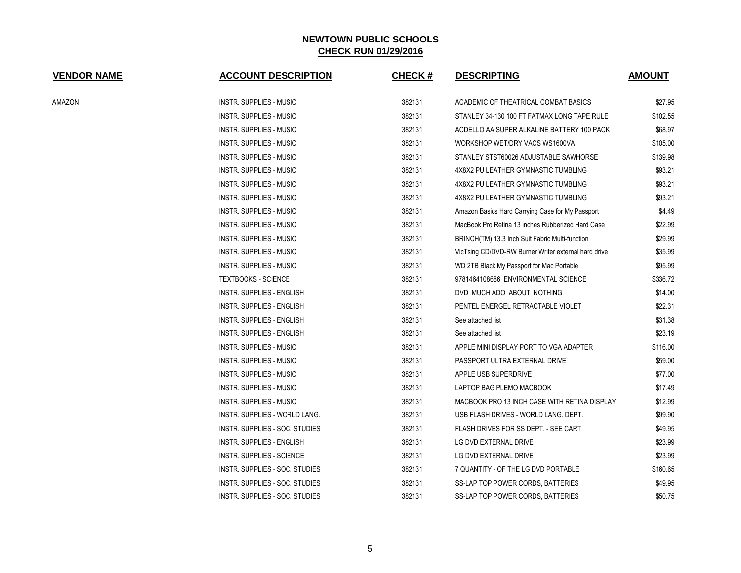# NEWTOWN PUBLIC SCHOOLS

## CHECK RUN 01/29/2016

| VENDOR NAME | ACCOUNT DESCRIPTION | CHECK # | DESCRIPTING | AMOUNT |
|---|---|---|---|---|
| AMAZON | INSTR. SUPPLIES - MUSIC | 382131 | ACADEMIC OF THEATRICAL COMBAT BASICS | $27.95 |
| | INSTR. SUPPLIES - MUSIC | 382131 | STANLEY 34-130 100 FT FATMAX LONG TAPE RULE | $102.55 |
| | INSTR. SUPPLIES - MUSIC | 382131 | ACDELLO AA SUPER ALKALINE BATTERY 100 PACK | $68.97 |
| | INSTR. SUPPLIES - MUSIC | 382131 | WORKSHOP WET/DRY VACS WS1600VA | $105.00 |
| | INSTR. SUPPLIES - MUSIC | 382131 | STANLEY STST60026 ADJUSTABLE SAWHORSE | $139.98 |
| | INSTR. SUPPLIES - MUSIC | 382131 | 4X8X2 PU LEATHER GYMNASTIC TUMBLING | $93.21 |
| | INSTR. SUPPLIES - MUSIC | 382131 | 4X8X2 PU LEATHER GYMNASTIC TUMBLING | $93.21 |
| | INSTR. SUPPLIES - MUSIC | 382131 | 4X8X2 PU LEATHER GYMNASTIC TUMBLING | $93.21 |
| | INSTR. SUPPLIES - MUSIC | 382131 | Amazon Basics Hard Carrying Case for My Passport | $4.49 |
| | INSTR. SUPPLIES - MUSIC | 382131 | MacBook Pro Retina 13 inches Rubberized Hard Case | $22.99 |
| | INSTR. SUPPLIES - MUSIC | 382131 | BRINCH(TM) 13.3 Inch Suit Fabric Multi-function | $29.99 |
| | INSTR. SUPPLIES - MUSIC | 382131 | VicTsing CD/DVD-RW Burner Writer external hard drive | $35.99 |
| | INSTR. SUPPLIES - MUSIC | 382131 | WD 2TB Black My Passport for Mac Portable | $95.99 |
| | TEXTBOOKS - SCIENCE | 382131 | 9781464108686 ENVIRONMENTAL SCIENCE | $336.72 |
| | INSTR. SUPPLIES - ENGLISH | 382131 | DVD MUCH ADO ABOUT NOTHING | $14.00 |
| | INSTR. SUPPLIES - ENGLISH | 382131 | PENTEL ENERGEL RETRACTABLE VIOLET | $22.31 |
| | INSTR. SUPPLIES - ENGLISH | 382131 | See attached list | $31.38 |
| | INSTR. SUPPLIES - ENGLISH | 382131 | See attached list | $23.19 |
| | INSTR. SUPPLIES - MUSIC | 382131 | APPLE MINI DISPLAY PORT TO VGA ADAPTER | $116.00 |
| | INSTR. SUPPLIES - MUSIC | 382131 | PASSPORT ULTRA EXTERNAL DRIVE | $59.00 |
| | INSTR. SUPPLIES - MUSIC | 382131 | APPLE USB SUPERDRIVE | $77.00 |
| | INSTR. SUPPLIES - MUSIC | 382131 | LAPTOP BAG PLEMO MACBOOK | $17.49 |
| | INSTR. SUPPLIES - MUSIC | 382131 | MACBOOK PRO 13 INCH CASE WITH RETINA DISPLAY | $12.99 |
| | INSTR. SUPPLIES - WORLD LANG. | 382131 | USB FLASH DRIVES - WORLD LANG. DEPT. | $99.90 |
| | INSTR. SUPPLIES - SOC. STUDIES | 382131 | FLASH DRIVES FOR SS DEPT. - SEE CART | $49.95 |
| | INSTR. SUPPLIES - ENGLISH | 382131 | LG DVD EXTERNAL DRIVE | $23.99 |
| | INSTR. SUPPLIES - SCIENCE | 382131 | LG DVD EXTERNAL DRIVE | $23.99 |
| | INSTR. SUPPLIES - SOC. STUDIES | 382131 | 7 QUANTITY - OF THE LG DVD PORTABLE | $160.65 |
| | INSTR. SUPPLIES - SOC. STUDIES | 382131 | SS-LAP TOP POWER CORDS, BATTERIES | $49.95 |
| | INSTR. SUPPLIES - SOC. STUDIES | 382131 | SS-LAP TOP POWER CORDS, BATTERIES | $50.75 |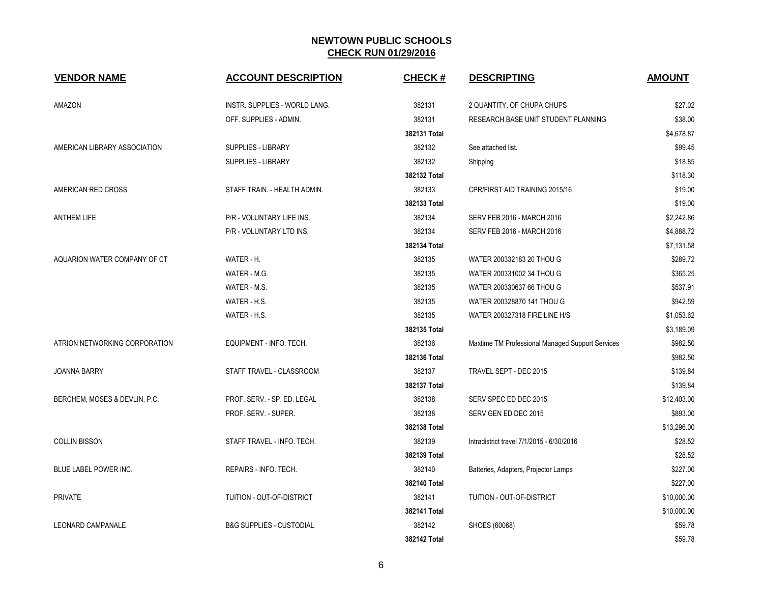# NEWTOWN PUBLIC SCHOOLS

## CHECK RUN 01/29/2016

| VENDOR NAME | ACCOUNT DESCRIPTION | CHECK # | DESCRIPTING | AMOUNT |
|---|---|---|---|---|
| AMAZON | INSTR. SUPPLIES - WORLD LANG. | 382131 | 2 QUANTITY. OF CHUPA CHUPS | $27.02 |
| | OFF. SUPPLIES - ADMIN. | 382131 | RESEARCH BASE UNIT STUDENT PLANNING | $38.00 |
| | | 382131 Total | | $4,678.87 |
| AMERICAN LIBRARY ASSOCIATION | SUPPLIES - LIBRARY | 382132 | See attached list. | $99.45 |
| | SUPPLIES - LIBRARY | 382132 | Shipping | $18.85 |
| | | 382132 Total | | $118.30 |
| AMERICAN RED CROSS | STAFF TRAIN. - HEALTH ADMIN. | 382133 | CPR/FIRST AID TRAINING 2015/16 | $19.00 |
| | | 382133 Total | | $19.00 |
| ANTHEM LIFE | P/R - VOLUNTARY LIFE INS. | 382134 | SERV FEB 2016 - MARCH 2016 | $2,242.86 |
| | P/R - VOLUNTARY LTD INS. | 382134 | SERV FEB 2016 - MARCH 2016 | $4,888.72 |
| | | 382134 Total | | $7,131.58 |
| AQUARION WATER COMPANY OF CT | WATER - H. | 382135 | WATER 200332183 20 THOU G | $289.72 |
| | WATER - M.G. | 382135 | WATER 200331002 34 THOU G | $365.25 |
| | WATER - M.S. | 382135 | WATER 200330637 66 THOU G | $537.91 |
| | WATER - H.S. | 382135 | WATER 200328870 141 THOU G | $942.59 |
| | WATER - H.S. | 382135 | WATER 200327318 FIRE LINE H/S | $1,053.62 |
| | | 382135 Total | | $3,189.09 |
| ATRION NETWORKING CORPORATION | EQUIPMENT - INFO. TECH. | 382136 | Maxtime TM Professional Managed Support Services | $982.50 |
| | | 382136 Total | | $982.50 |
| JOANNA BARRY | STAFF TRAVEL - CLASSROOM | 382137 | TRAVEL SEPT - DEC 2015 | $139.84 |
| | | 382137 Total | | $139.84 |
| BERCHEM, MOSES & DEVLIN, P.C. | PROF. SERV. - SP. ED. LEGAL | 382138 | SERV SPEC ED DEC 2015 | $12,403.00 |
| | PROF. SERV. - SUPER. | 382138 | SERV GEN ED DEC 2015 | $893.00 |
| | | 382138 Total | | $13,296.00 |
| COLLIN BISSON | STAFF TRAVEL - INFO. TECH. | 382139 | Intradistrict travel 7/1/2015 - 6/30/2016 | $28.52 |
| | | 382139 Total | | $28.52 |
| BLUE LABEL POWER INC. | REPAIRS - INFO. TECH. | 382140 | Batteries, Adapters, Projector Lamps | $227.00 |
| | | 382140 Total | | $227.00 |
| PRIVATE | TUITION - OUT-OF-DISTRICT | 382141 | TUITION - OUT-OF-DISTRICT | $10,000.00 |
| | | 382141 Total | | $10,000.00 |
| LEONARD CAMPANALE | B&G SUPPLIES - CUSTODIAL | 382142 | SHOES (60068) | $59.78 |
| | | 382142 Total | | $59.78 |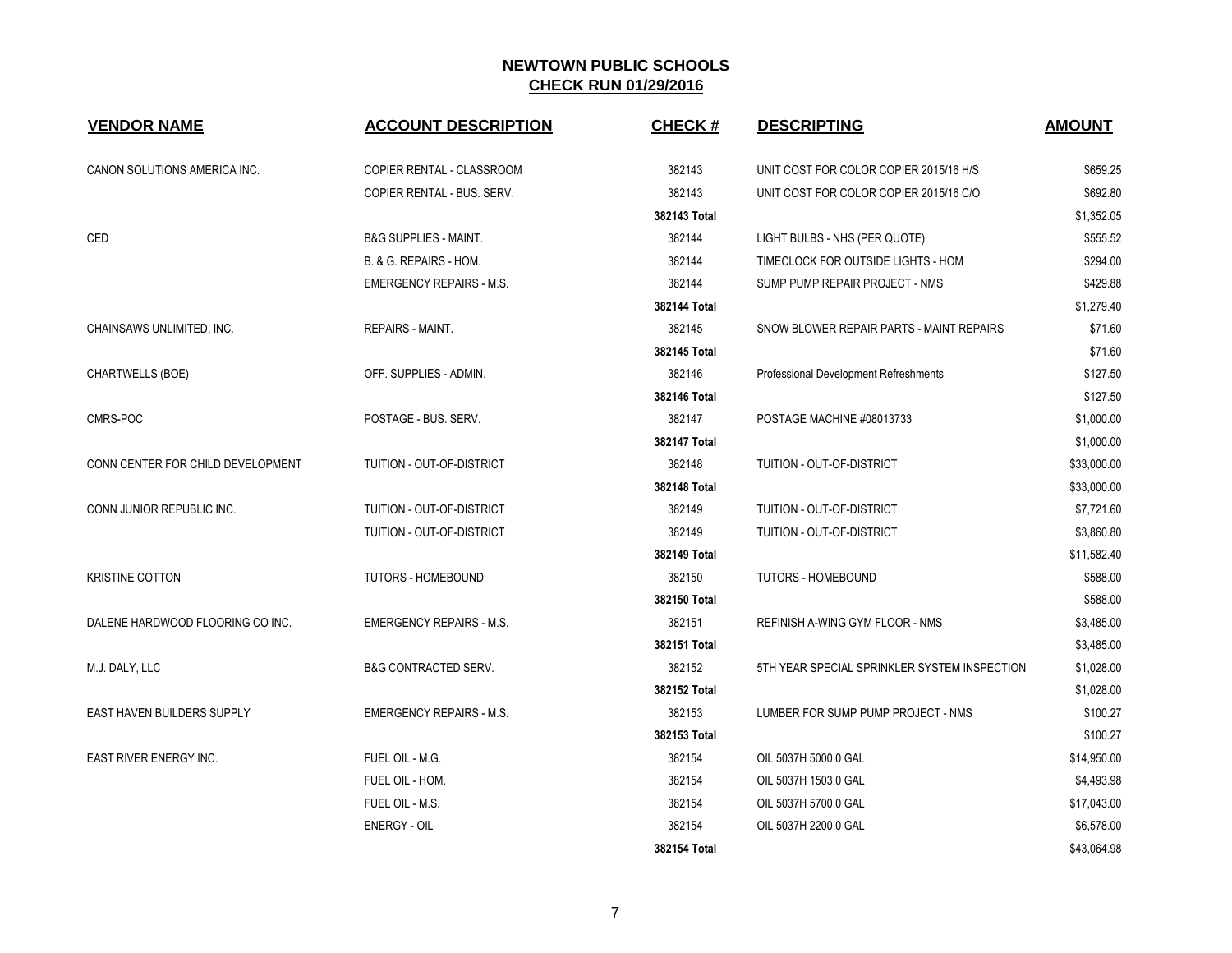# NEWTOWN PUBLIC SCHOOLS

## CHECK RUN 01/29/2016

| VENDOR NAME | ACCOUNT DESCRIPTION | CHECK # | DESCRIPTING | AMOUNT |
|---|---|---|---|---|
| CANON SOLUTIONS AMERICA INC. | COPIER RENTAL - CLASSROOM | 382143 | UNIT COST FOR COLOR COPIER 2015/16 H/S | $659.25 |
| | COPIER RENTAL - BUS. SERV. | 382143 | UNIT COST FOR COLOR COPIER 2015/16 C/O | $692.80 |
| | | **382143 Total** | | $1,352.05 |
| CED | B&G SUPPLIES - MAINT. | 382144 | LIGHT BULBS - NHS (PER QUOTE) | $555.52 |
| | B. & G. REPAIRS - HOM. | 382144 | TIMECLOCK FOR OUTSIDE LIGHTS - HOM | $294.00 |
| | EMERGENCY REPAIRS - M.S. | 382144 | SUMP PUMP REPAIR PROJECT - NMS | $429.88 |
| | | **382144 Total** | | $1,279.40 |
| CHAINSAWS UNLIMITED, INC. | REPAIRS - MAINT. | 382145 | SNOW BLOWER REPAIR PARTS - MAINT REPAIRS | $71.60 |
| | | **382145 Total** | | $71.60 |
| CHARTWELLS (BOE) | OFF. SUPPLIES - ADMIN. | 382146 | Professional Development Refreshments | $127.50 |
| | | **382146 Total** | | $127.50 |
| CMRS-POC | POSTAGE - BUS. SERV. | 382147 | POSTAGE MACHINE #08013733 | $1,000.00 |
| | | **382147 Total** | | $1,000.00 |
| CONN CENTER FOR CHILD DEVELOPMENT | TUITION - OUT-OF-DISTRICT | 382148 | TUITION - OUT-OF-DISTRICT | $33,000.00 |
| | | **382148 Total** | | $33,000.00 |
| CONN JUNIOR REPUBLIC INC. | TUITION - OUT-OF-DISTRICT | 382149 | TUITION - OUT-OF-DISTRICT | $7,721.60 |
| | TUITION - OUT-OF-DISTRICT | 382149 | TUITION - OUT-OF-DISTRICT | $3,860.80 |
| | | **382149 Total** | | $11,582.40 |
| KRISTINE COTTON | TUTORS - HOMEBOUND | 382150 | TUTORS - HOMEBOUND | $588.00 |
| | | **382150 Total** | | $588.00 |
| DALENE HARDWOOD FLOORING CO INC. | EMERGENCY REPAIRS - M.S. | 382151 | REFINISH A-WING GYM FLOOR - NMS | $3,485.00 |
| | | **382151 Total** | | $3,485.00 |
| M.J. DALY, LLC | B&G CONTRACTED SERV. | 382152 | 5TH YEAR SPECIAL SPRINKLER SYSTEM INSPECTION | $1,028.00 |
| | | **382152 Total** | | $1,028.00 |
| EAST HAVEN BUILDERS SUPPLY | EMERGENCY REPAIRS - M.S. | 382153 | LUMBER FOR SUMP PUMP PROJECT - NMS | $100.27 |
| | | **382153 Total** | | $100.27 |
| EAST RIVER ENERGY INC. | FUEL OIL - M.G. | 382154 | OIL 5037H 5000.0 GAL | $14,950.00 |
| | FUEL OIL - HOM. | 382154 | OIL 5037H 1503.0 GAL | $4,493.98 |
| | FUEL OIL - M.S. | 382154 | OIL 5037H 5700.0 GAL | $17,043.00 |
| | ENERGY - OIL | 382154 | OIL 5037H 2200.0 GAL | $6,578.00 |
| | | **382154 Total** | | $43,064.98 |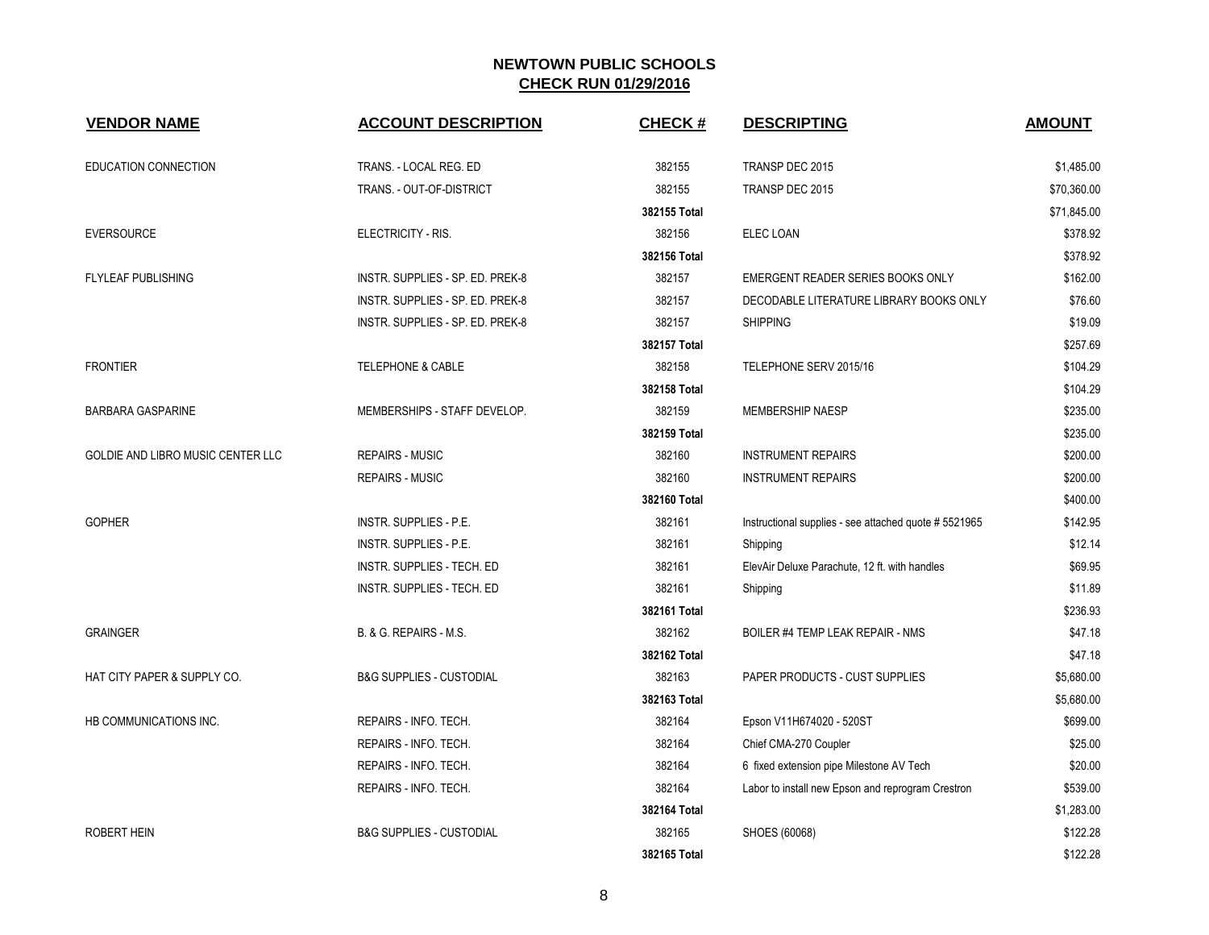# NEWTOWN PUBLIC SCHOOLS
## CHECK RUN 01/29/2016

| VENDOR NAME | ACCOUNT DESCRIPTION | CHECK # | DESCRIPTING | AMOUNT |
|---|---|---|---|---|
| EDUCATION CONNECTION | TRANS. - LOCAL REG. ED | 382155 | TRANSP DEC 2015 | $1,485.00 |
| | TRANS. - OUT-OF-DISTRICT | 382155 | TRANSP DEC 2015 | $70,360.00 |
| | | **382155 Total** | | $71,845.00 |
| EVERSOURCE | ELECTRICITY - RIS. | 382156 | ELEC LOAN | $378.92 |
| | | **382156 Total** | | $378.92 |
| FLYLEAF PUBLISHING | INSTR. SUPPLIES - SP. ED. PREK-8 | 382157 | EMERGENT READER SERIES BOOKS ONLY | $162.00 |
| | INSTR. SUPPLIES - SP. ED. PREK-8 | 382157 | DECODABLE LITERATURE LIBRARY BOOKS ONLY | $76.60 |
| | INSTR. SUPPLIES - SP. ED. PREK-8 | 382157 | SHIPPING | $19.09 |
| | | **382157 Total** | | $257.69 |
| FRONTIER | TELEPHONE & CABLE | 382158 | TELEPHONE SERV 2015/16 | $104.29 |
| | | **382158 Total** | | $104.29 |
| BARBARA GASPARINE | MEMBERSHIPS - STAFF DEVELOP. | 382159 | MEMBERSHIP NAESP | $235.00 |
| | | **382159 Total** | | $235.00 |
| GOLDIE AND LIBRO MUSIC CENTER LLC | REPAIRS - MUSIC | 382160 | INSTRUMENT REPAIRS | $200.00 |
| | REPAIRS - MUSIC | 382160 | INSTRUMENT REPAIRS | $200.00 |
| | | **382160 Total** | | $400.00 |
| GOPHER | INSTR. SUPPLIES - P.E. | 382161 | Instructional supplies - see attached quote # 5521965 | $142.95 |
| | INSTR. SUPPLIES - P.E. | 382161 | Shipping | $12.14 |
| | INSTR. SUPPLIES - TECH. ED | 382161 | ElevAir Deluxe Parachute, 12 ft. with handles | $69.95 |
| | INSTR. SUPPLIES - TECH. ED | 382161 | Shipping | $11.89 |
| | | **382161 Total** | | $236.93 |
| GRAINGER | B. & G. REPAIRS - M.S. | 382162 | BOILER #4 TEMP LEAK REPAIR - NMS | $47.18 |
| | | **382162 Total** | | $47.18 |
| HAT CITY PAPER & SUPPLY CO. | B&G SUPPLIES - CUSTODIAL | 382163 | PAPER PRODUCTS - CUST SUPPLIES | $5,680.00 |
| | | **382163 Total** | | $5,680.00 |
| HB COMMUNICATIONS INC. | REPAIRS - INFO. TECH. | 382164 | Epson V11H674020 - 520ST | $699.00 |
| | REPAIRS - INFO. TECH. | 382164 | Chief CMA-270 Coupler | $25.00 |
| | REPAIRS - INFO. TECH. | 382164 | 6 fixed extension pipe Milestone AV Tech | $20.00 |
| | REPAIRS - INFO. TECH. | 382164 | Labor to install new Epson and reprogram Crestron | $539.00 |
| | | **382164 Total** | | $1,283.00 |
| ROBERT HEIN | B&G SUPPLIES - CUSTODIAL | 382165 | SHOES (60068) | $122.28 |
| | | **382165 Total** | | $122.28 |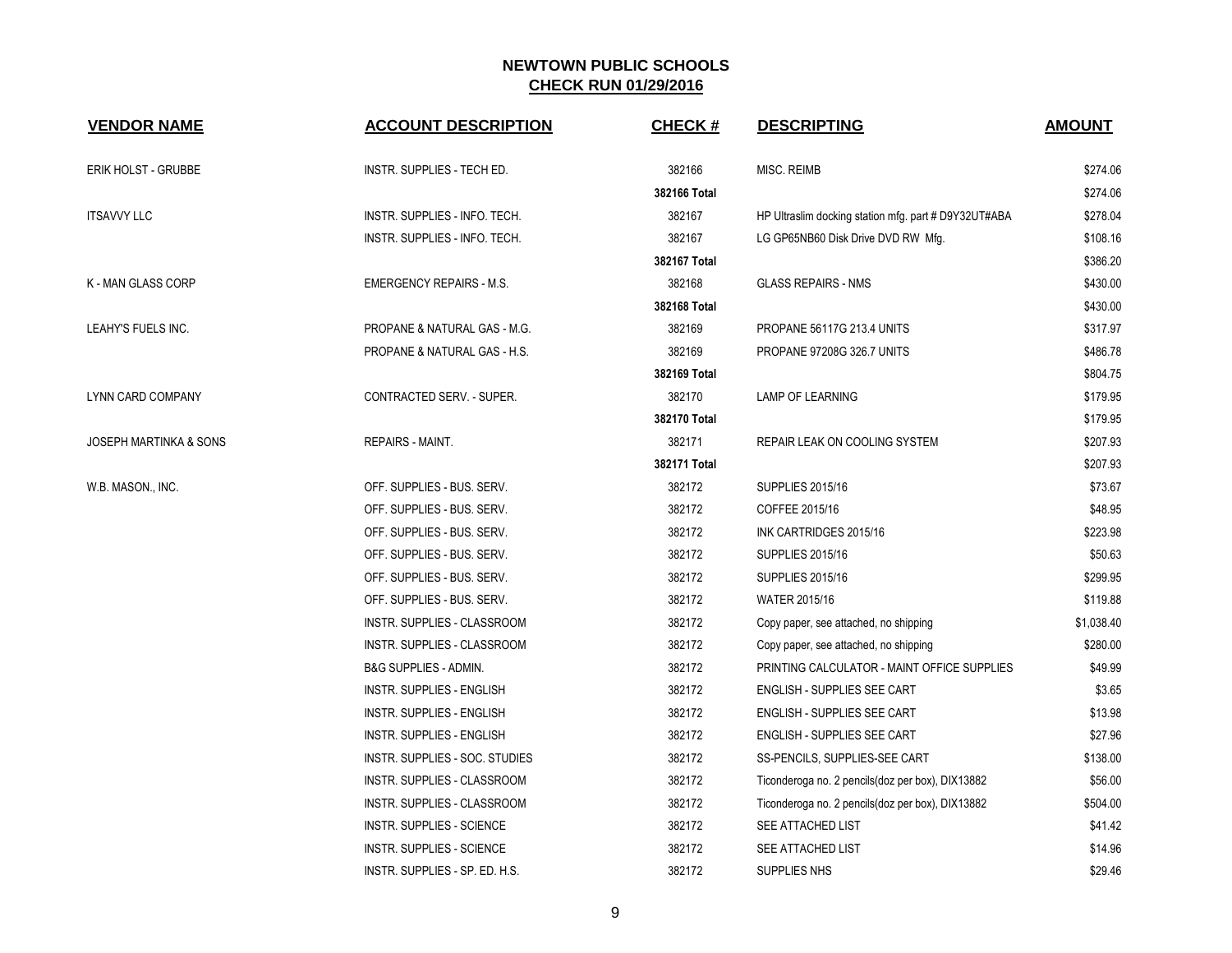# NEWTOWN PUBLIC SCHOOLS
## CHECK RUN 01/29/2016

| VENDOR NAME | ACCOUNT DESCRIPTION | CHECK # | DESCRIPTING | AMOUNT |
|---|---|---|---|---|
| ERIK HOLST - GRUBBE | INSTR. SUPPLIES - TECH ED. | 382166 | MISC. REIMB | $274.06 |
| | | **382166 Total** | | $274.06 |
| ITSAVVY LLC | INSTR. SUPPLIES - INFO. TECH. | 382167 | HP Ultraslim docking station mfg. part # D9Y32UT#ABA | $278.04 |
| | INSTR. SUPPLIES - INFO. TECH. | 382167 | LG GP65NB60 Disk Drive DVD RW Mfg. | $108.16 |
| | | **382167 Total** | | $386.20 |
| K - MAN GLASS CORP | EMERGENCY REPAIRS - M.S. | 382168 | GLASS REPAIRS - NMS | $430.00 |
| | | **382168 Total** | | $430.00 |
| LEAHY'S FUELS INC. | PROPANE & NATURAL GAS - M.G. | 382169 | PROPANE 56117G 213.4 UNITS | $317.97 |
| | PROPANE & NATURAL GAS - H.S. | 382169 | PROPANE 97208G 326.7 UNITS | $486.78 |
| | | **382169 Total** | | $804.75 |
| LYNN CARD COMPANY | CONTRACTED SERV. - SUPER. | 382170 | LAMP OF LEARNING | $179.95 |
| | | **382170 Total** | | $179.95 |
| JOSEPH MARTINKA & SONS | REPAIRS - MAINT. | 382171 | REPAIR LEAK ON COOLING SYSTEM | $207.93 |
| | | **382171 Total** | | $207.93 |
| W.B. MASON., INC. | OFF. SUPPLIES - BUS. SERV. | 382172 | SUPPLIES 2015/16 | $73.67 |
| | OFF. SUPPLIES - BUS. SERV. | 382172 | COFFEE 2015/16 | $48.95 |
| | OFF. SUPPLIES - BUS. SERV. | 382172 | INK CARTRIDGES 2015/16 | $223.98 |
| | OFF. SUPPLIES - BUS. SERV. | 382172 | SUPPLIES 2015/16 | $50.63 |
| | OFF. SUPPLIES - BUS. SERV. | 382172 | SUPPLIES 2015/16 | $299.95 |
| | OFF. SUPPLIES - BUS. SERV. | 382172 | WATER 2015/16 | $119.88 |
| | INSTR. SUPPLIES - CLASSROOM | 382172 | Copy paper, see attached, no shipping | $1,038.40 |
| | INSTR. SUPPLIES - CLASSROOM | 382172 | Copy paper, see attached, no shipping | $280.00 |
| | B&G SUPPLIES - ADMIN. | 382172 | PRINTING CALCULATOR - MAINT OFFICE SUPPLIES | $49.99 |
| | INSTR. SUPPLIES - ENGLISH | 382172 | ENGLISH - SUPPLIES SEE CART | $3.65 |
| | INSTR. SUPPLIES - ENGLISH | 382172 | ENGLISH - SUPPLIES SEE CART | $13.98 |
| | INSTR. SUPPLIES - ENGLISH | 382172 | ENGLISH - SUPPLIES SEE CART | $27.96 |
| | INSTR. SUPPLIES - SOC. STUDIES | 382172 | SS-PENCILS, SUPPLIES-SEE CART | $138.00 |
| | INSTR. SUPPLIES - CLASSROOM | 382172 | Ticonderoga no. 2 pencils(doz per box), DIX13882 | $56.00 |
| | INSTR. SUPPLIES - CLASSROOM | 382172 | Ticonderoga no. 2 pencils(doz per box), DIX13882 | $504.00 |
| | INSTR. SUPPLIES - SCIENCE | 382172 | SEE ATTACHED LIST | $41.42 |
| | INSTR. SUPPLIES - SCIENCE | 382172 | SEE ATTACHED LIST | $14.96 |
| | INSTR. SUPPLIES - SP. ED. H.S. | 382172 | SUPPLIES NHS | $29.46 |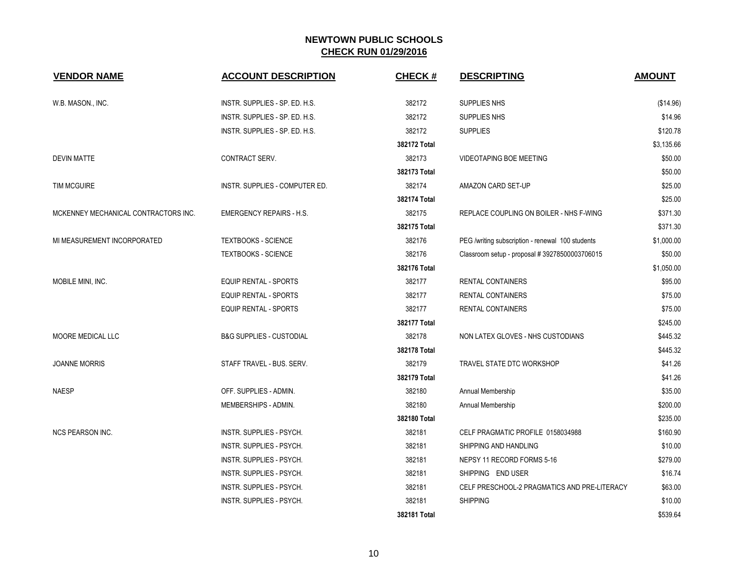## NEWTOWN PUBLIC SCHOOLS
## CHECK RUN 01/29/2016

| VENDOR NAME | ACCOUNT DESCRIPTION | CHECK # | DESCRIPTING | AMOUNT |
|---|---|---|---|---|
| W.B. MASON., INC. | INSTR. SUPPLIES - SP. ED. H.S. | 382172 | SUPPLIES NHS | ($14.96) |
| | INSTR. SUPPLIES - SP. ED. H.S. | 382172 | SUPPLIES NHS | $14.96 |
| | INSTR. SUPPLIES - SP. ED. H.S. | 382172 | SUPPLIES | $120.78 |
| | | **382172 Total** | | $3,135.66 |
| DEVIN MATTE | CONTRACT SERV. | 382173 | VIDEOTAPING BOE MEETING | $50.00 |
| | | **382173 Total** | | $50.00 |
| TIM MCGUIRE | INSTR. SUPPLIES - COMPUTER ED. | 382174 | AMAZON CARD SET-UP | $25.00 |
| | | **382174 Total** | | $25.00 |
| MCKENNEY MECHANICAL CONTRACTORS INC. | EMERGENCY REPAIRS - H.S. | 382175 | REPLACE COUPLING ON BOILER - NHS F-WING | $371.30 |
| | | **382175 Total** | | $371.30 |
| MI MEASUREMENT INCORPORATED | TEXTBOOKS - SCIENCE | 382176 | PEG /writing subscription - renewal 100 students | $1,000.00 |
| | TEXTBOOKS - SCIENCE | 382176 | Classroom setup - proposal # 39278500003706015 | $50.00 |
| | | **382176 Total** | | $1,050.00 |
| MOBILE MINI, INC. | EQUIP RENTAL - SPORTS | 382177 | RENTAL CONTAINERS | $95.00 |
| | EQUIP RENTAL - SPORTS | 382177 | RENTAL CONTAINERS | $75.00 |
| | EQUIP RENTAL - SPORTS | 382177 | RENTAL CONTAINERS | $75.00 |
| | | **382177 Total** | | $245.00 |
| MOORE MEDICAL LLC | B&G SUPPLIES - CUSTODIAL | 382178 | NON LATEX GLOVES - NHS CUSTODIANS | $445.32 |
| | | **382178 Total** | | $445.32 |
| JOANNE MORRIS | STAFF TRAVEL - BUS. SERV. | 382179 | TRAVEL STATE DTC WORKSHOP | $41.26 |
| | | **382179 Total** | | $41.26 |
| NAESP | OFF. SUPPLIES - ADMIN. | 382180 | Annual Membership | $35.00 |
| | MEMBERSHIPS - ADMIN. | 382180 | Annual Membership | $200.00 |
| | | **382180 Total** | | $235.00 |
| NCS PEARSON INC. | INSTR. SUPPLIES - PSYCH. | 382181 | CELF PRAGMATIC PROFILE 0158034988 | $160.90 |
| | INSTR. SUPPLIES - PSYCH. | 382181 | SHIPPING AND HANDLING | $10.00 |
| | INSTR. SUPPLIES - PSYCH. | 382181 | NEPSY 11 RECORD FORMS 5-16 | $279.00 |
| | INSTR. SUPPLIES - PSYCH. | 382181 | SHIPPING END USER | $16.74 |
| | INSTR. SUPPLIES - PSYCH. | 382181 | CELF PRESCHOOL-2 PRAGMATICS AND PRE-LITERACY | $63.00 |
| | INSTR. SUPPLIES - PSYCH. | 382181 | SHIPPING | $10.00 |
| | | **382181 Total** | | $539.64 |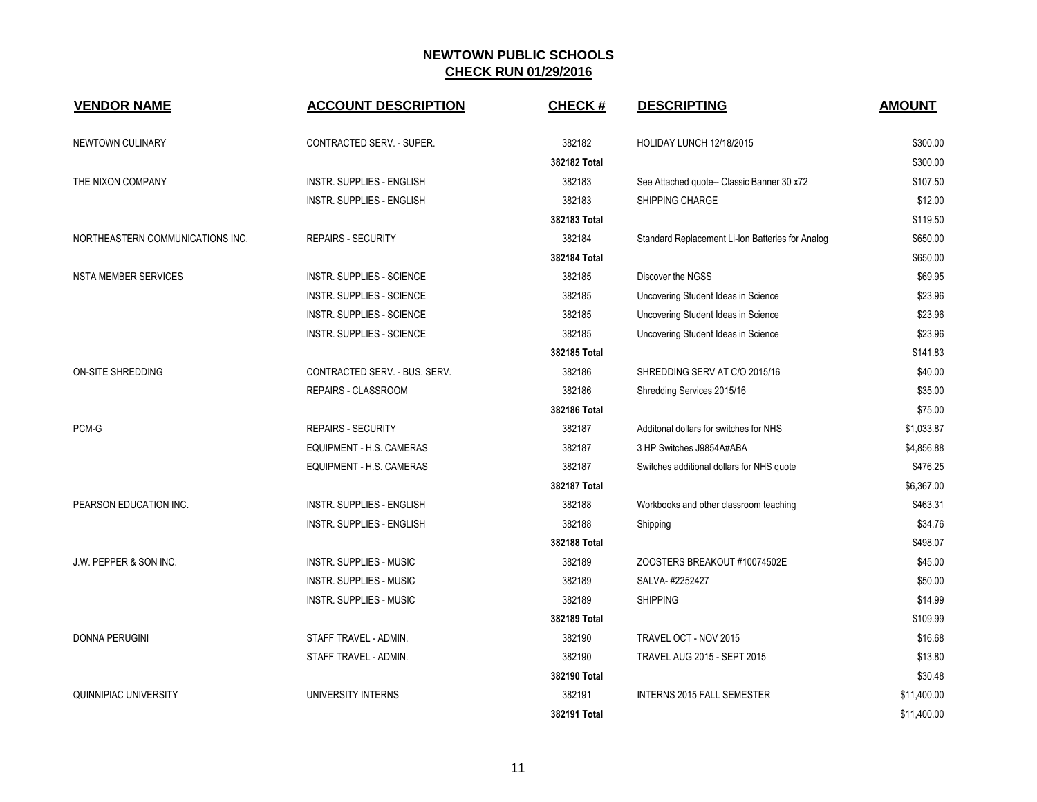# NEWTOWN PUBLIC SCHOOLS

## CHECK RUN 01/29/2016

| VENDOR NAME | ACCOUNT DESCRIPTION | CHECK # | DESCRIPTING | AMOUNT |
|---|---|---|---|---|
| NEWTOWN CULINARY | CONTRACTED SERV. - SUPER. | 382182 | HOLIDAY LUNCH 12/18/2015 | $300.00 |
| | | **382182 Total** | | $300.00 |
| THE NIXON COMPANY | INSTR. SUPPLIES - ENGLISH | 382183 | See Attached quote-- Classic Banner 30 x72 | $107.50 |
| | INSTR. SUPPLIES - ENGLISH | 382183 | SHIPPING CHARGE | $12.00 |
| | | **382183 Total** | | $119.50 |
| NORTHEASTERN COMMUNICATIONS INC. | REPAIRS - SECURITY | 382184 | Standard Replacement Li-Ion Batteries for Analog | $650.00 |
| | | **382184 Total** | | $650.00 |
| NSTA MEMBER SERVICES | INSTR. SUPPLIES - SCIENCE | 382185 | Discover the NGSS | $69.95 |
| | INSTR. SUPPLIES - SCIENCE | 382185 | Uncovering Student Ideas in Science | $23.96 |
| | INSTR. SUPPLIES - SCIENCE | 382185 | Uncovering Student Ideas in Science | $23.96 |
| | INSTR. SUPPLIES - SCIENCE | 382185 | Uncovering Student Ideas in Science | $23.96 |
| | | **382185 Total** | | $141.83 |
| ON-SITE SHREDDING | CONTRACTED SERV. - BUS. SERV. | 382186 | SHREDDING SERV AT C/O 2015/16 | $40.00 |
| | REPAIRS - CLASSROOM | 382186 | Shredding Services 2015/16 | $35.00 |
| | | **382186 Total** | | $75.00 |
| PCM-G | REPAIRS - SECURITY | 382187 | Additonal dollars for switches for NHS | $1,033.87 |
| | EQUIPMENT - H.S. CAMERAS | 382187 | 3 HP Switches J9854A#ABA | $4,856.88 |
| | EQUIPMENT - H.S. CAMERAS | 382187 | Switches additional dollars for NHS quote | $476.25 |
| | | **382187 Total** | | $6,367.00 |
| PEARSON EDUCATION INC. | INSTR. SUPPLIES - ENGLISH | 382188 | Workbooks and other classroom teaching | $463.31 |
| | INSTR. SUPPLIES - ENGLISH | 382188 | Shipping | $34.76 |
| | | **382188 Total** | | $498.07 |
| J.W. PEPPER & SON INC. | INSTR. SUPPLIES - MUSIC | 382189 | ZOOSTERS BREAKOUT #10074502E | $45.00 |
| | INSTR. SUPPLIES - MUSIC | 382189 | SALVA- #2252427 | $50.00 |
| | INSTR. SUPPLIES - MUSIC | 382189 | SHIPPING | $14.99 |
| | | **382189 Total** | | $109.99 |
| DONNA PERUGINI | STAFF TRAVEL - ADMIN. | 382190 | TRAVEL OCT - NOV 2015 | $16.68 |
| | STAFF TRAVEL - ADMIN. | 382190 | TRAVEL AUG 2015 - SEPT 2015 | $13.80 |
| | | **382190 Total** | | $30.48 |
| QUINNIPIAC UNIVERSITY | UNIVERSITY INTERNS | 382191 | INTERNS 2015 FALL SEMESTER | $11,400.00 |
| | | **382191 Total** | | $11,400.00 |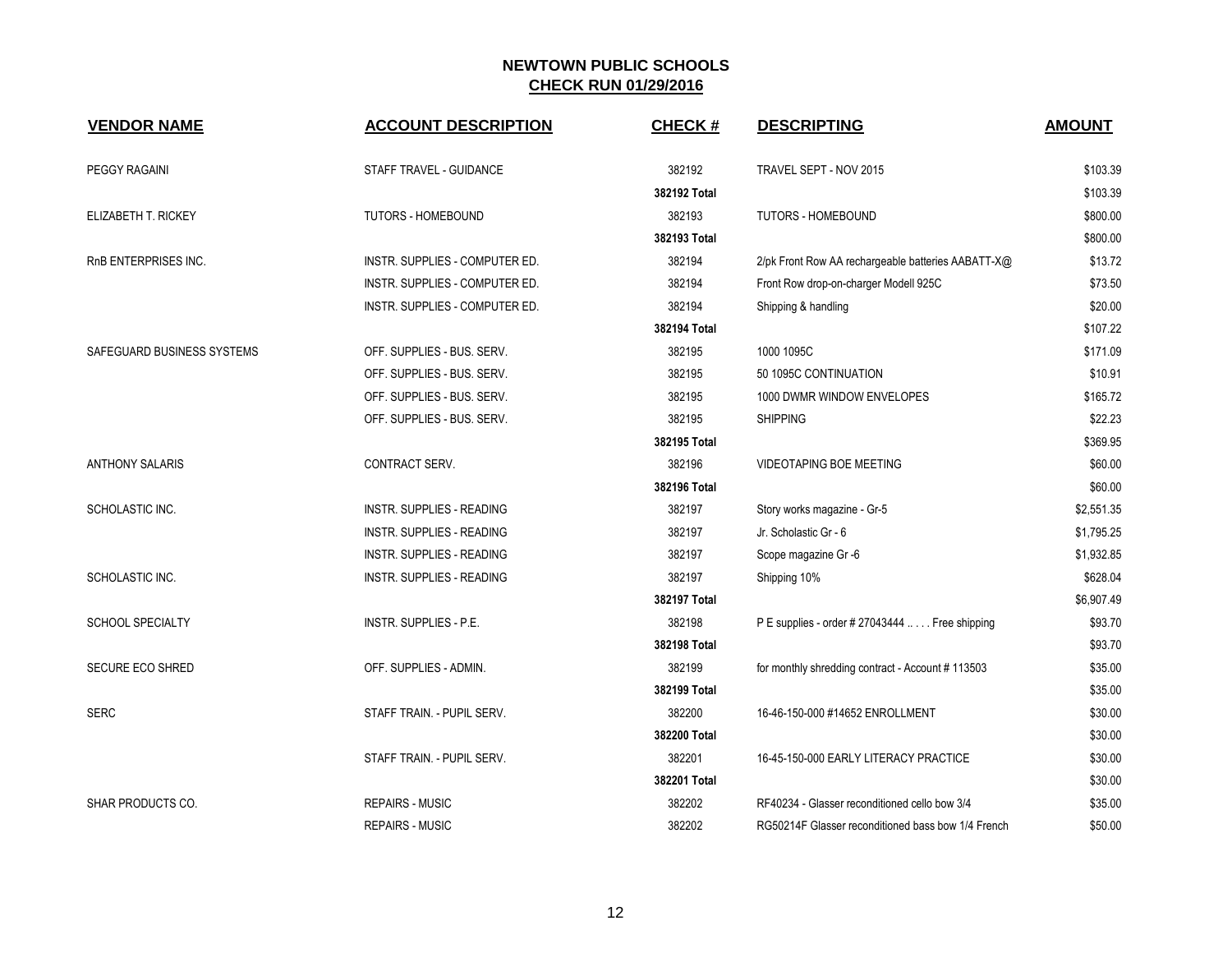# NEWTOWN PUBLIC SCHOOLS

## CHECK RUN 01/29/2016

| VENDOR NAME | ACCOUNT DESCRIPTION | CHECK # | DESCRIPTING | AMOUNT |
|---|---|---|---|---|
| PEGGY RAGAINI | STAFF TRAVEL - GUIDANCE | 382192 | TRAVEL SEPT - NOV 2015 | $103.39 |
| | | 382192 Total | | $103.39 |
| ELIZABETH T. RICKEY | TUTORS - HOMEBOUND | 382193 | TUTORS - HOMEBOUND | $800.00 |
| | | 382193 Total | | $800.00 |
| RnB ENTERPRISES INC. | INSTR. SUPPLIES - COMPUTER ED. | 382194 | 2/pk Front Row AA rechargeable batteries AABATT-X@ | $13.72 |
| | INSTR. SUPPLIES - COMPUTER ED. | 382194 | Front Row drop-on-charger Modell 925C | $73.50 |
| | INSTR. SUPPLIES - COMPUTER ED. | 382194 | Shipping & handling | $20.00 |
| | | 382194 Total | | $107.22 |
| SAFEGUARD BUSINESS SYSTEMS | OFF. SUPPLIES - BUS. SERV. | 382195 | 1000 1095C | $171.09 |
| | OFF. SUPPLIES - BUS. SERV. | 382195 | 50 1095C CONTINUATION | $10.91 |
| | OFF. SUPPLIES - BUS. SERV. | 382195 | 1000 DWMR WINDOW ENVELOPES | $165.72 |
| | OFF. SUPPLIES - BUS. SERV. | 382195 | SHIPPING | $22.23 |
| | | 382195 Total | | $369.95 |
| ANTHONY SALARIS | CONTRACT SERV. | 382196 | VIDEOTAPING BOE MEETING | $60.00 |
| | | 382196 Total | | $60.00 |
| SCHOLASTIC INC. | INSTR. SUPPLIES - READING | 382197 | Story works magazine - Gr-5 | $2,551.35 |
| | INSTR. SUPPLIES - READING | 382197 | Jr. Scholastic Gr - 6 | $1,795.25 |
| | INSTR. SUPPLIES - READING | 382197 | Scope magazine Gr -6 | $1,932.85 |
| SCHOLASTIC INC. | INSTR. SUPPLIES - READING | 382197 | Shipping 10% | $628.04 |
| | | 382197 Total | | $6,907.49 |
| SCHOOL SPECIALTY | INSTR. SUPPLIES - P.E. | 382198 | P E supplies - order # 27043444 .. . . . Free shipping | $93.70 |
| | | 382198 Total | | $93.70 |
| SECURE ECO SHRED | OFF. SUPPLIES - ADMIN. | 382199 | for monthly shredding contract - Account # 113503 | $35.00 |
| | | 382199 Total | | $35.00 |
| SERC | STAFF TRAIN. - PUPIL SERV. | 382200 | 16-46-150-000 #14652 ENROLLMENT | $30.00 |
| | | 382200 Total | | $30.00 |
| | STAFF TRAIN. - PUPIL SERV. | 382201 | 16-45-150-000 EARLY LITERACY PRACTICE | $30.00 |
| | | 382201 Total | | $30.00 |
| SHAR PRODUCTS CO. | REPAIRS - MUSIC | 382202 | RF40234 - Glasser reconditioned cello bow 3/4 | $35.00 |
| | REPAIRS - MUSIC | 382202 | RG50214F Glasser reconditioned bass bow 1/4 French | $50.00 |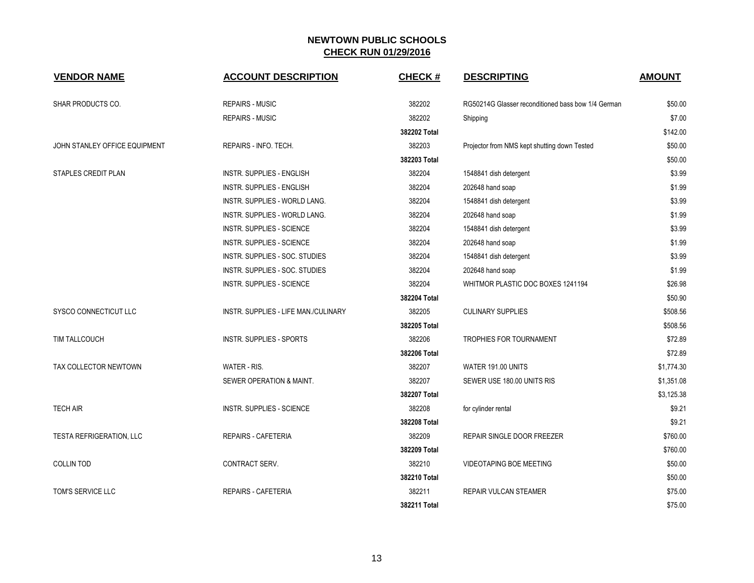# NEWTOWN PUBLIC SCHOOLS

## CHECK RUN 01/29/2016

| VENDOR NAME | ACCOUNT DESCRIPTION | CHECK # | DESCRIPTING | AMOUNT |
|---|---|---|---|---|
| SHAR PRODUCTS CO. | REPAIRS - MUSIC | 382202 | RG50214G Glasser reconditioned bass bow 1/4 German | $50.00 |
| | REPAIRS - MUSIC | 382202 | Shipping | $7.00 |
| | | **382202 Total** | | $142.00 |
| JOHN STANLEY OFFICE EQUIPMENT | REPAIRS - INFO. TECH. | 382203 | Projector from NMS kept shutting down Tested | $50.00 |
| | | **382203 Total** | | $50.00 |
| STAPLES CREDIT PLAN | INSTR. SUPPLIES - ENGLISH | 382204 | 1548841 dish detergent | $3.99 |
| | INSTR. SUPPLIES - ENGLISH | 382204 | 202648 hand soap | $1.99 |
| | INSTR. SUPPLIES - WORLD LANG. | 382204 | 1548841 dish detergent | $3.99 |
| | INSTR. SUPPLIES - WORLD LANG. | 382204 | 202648 hand soap | $1.99 |
| | INSTR. SUPPLIES - SCIENCE | 382204 | 1548841 dish detergent | $3.99 |
| | INSTR. SUPPLIES - SCIENCE | 382204 | 202648 hand soap | $1.99 |
| | INSTR. SUPPLIES - SOC. STUDIES | 382204 | 1548841 dish detergent | $3.99 |
| | INSTR. SUPPLIES - SOC. STUDIES | 382204 | 202648 hand soap | $1.99 |
| | INSTR. SUPPLIES - SCIENCE | 382204 | WHITMOR PLASTIC DOC BOXES 1241194 | $26.98 |
| | | **382204 Total** | | $50.90 |
| SYSCO CONNECTICUT LLC | INSTR. SUPPLIES - LIFE MAN./CULINARY | 382205 | CULINARY SUPPLIES | $508.56 |
| | | **382205 Total** | | $508.56 |
| TIM TALLCOUCH | INSTR. SUPPLIES - SPORTS | 382206 | TROPHIES FOR TOURNAMENT | $72.89 |
| | | **382206 Total** | | $72.89 |
| TAX COLLECTOR NEWTOWN | WATER - RIS. | 382207 | WATER 191.00 UNITS | $1,774.30 |
| | SEWER OPERATION & MAINT. | 382207 | SEWER USE 180.00 UNITS RIS | $1,351.08 |
| | | **382207 Total** | | $3,125.38 |
| TECH AIR | INSTR. SUPPLIES - SCIENCE | 382208 | for cylinder rental | $9.21 |
| | | **382208 Total** | | $9.21 |
| TESTA REFRIGERATION, LLC | REPAIRS - CAFETERIA | 382209 | REPAIR SINGLE DOOR FREEZER | $760.00 |
| | | **382209 Total** | | $760.00 |
| COLLIN TOD | CONTRACT SERV. | 382210 | VIDEOTAPING BOE MEETING | $50.00 |
| | | **382210 Total** | | $50.00 |
| TOM'S SERVICE LLC | REPAIRS - CAFETERIA | 382211 | REPAIR VULCAN STEAMER | $75.00 |
| | | **382211 Total** | | $75.00 |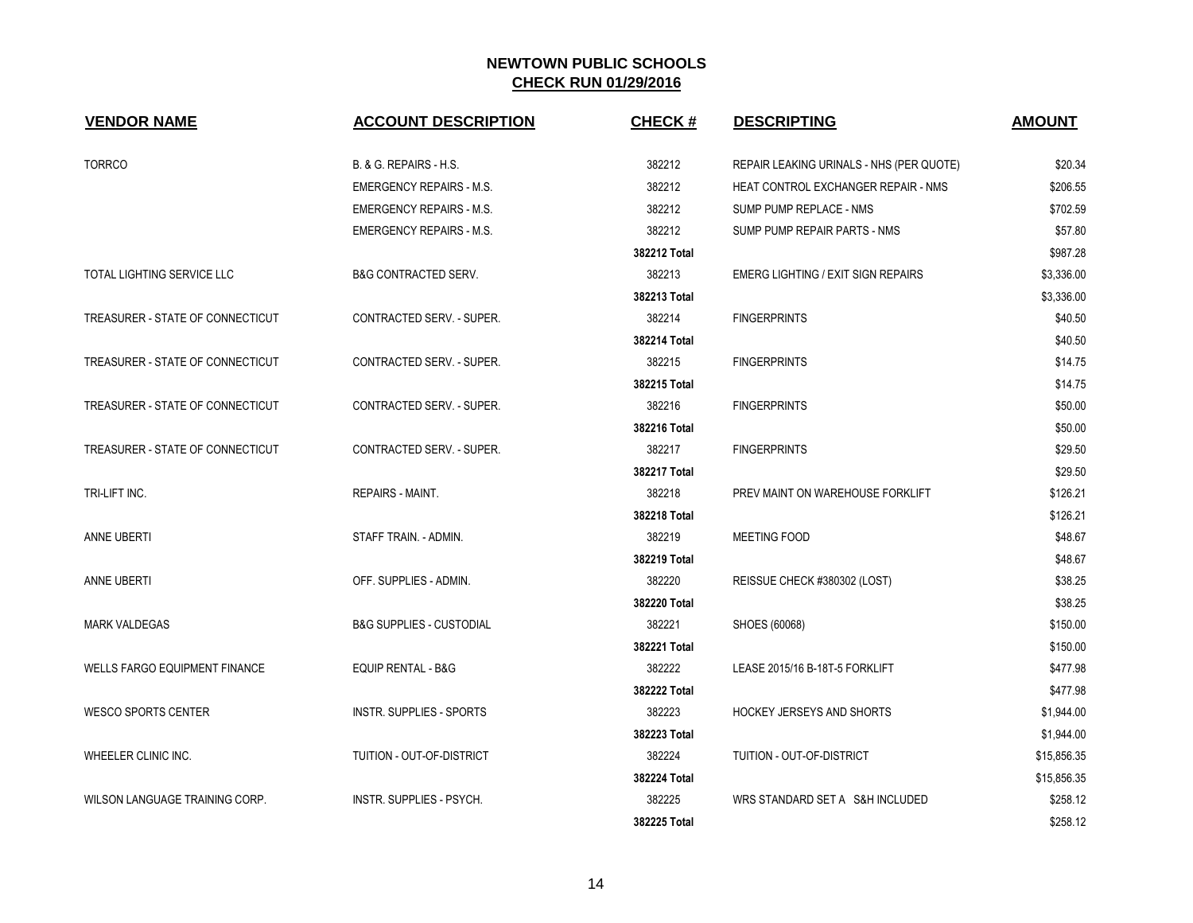# NEWTOWN PUBLIC SCHOOLS

## CHECK RUN 01/29/2016

| VENDOR NAME | ACCOUNT DESCRIPTION | CHECK # | DESCRIPTING | AMOUNT |
|---|---|---|---|---|
| TORRCO | B. & G. REPAIRS - H.S. | 382212 | REPAIR LEAKING URINALS - NHS (PER QUOTE) | $20.34 |
| | EMERGENCY REPAIRS - M.S. | 382212 | HEAT CONTROL EXCHANGER REPAIR - NMS | $206.55 |
| | EMERGENCY REPAIRS - M.S. | 382212 | SUMP PUMP REPLACE - NMS | $702.59 |
| | EMERGENCY REPAIRS - M.S. | 382212 | SUMP PUMP REPAIR PARTS - NMS | $57.80 |
| | | **382212 Total** | | $987.28 |
| TOTAL LIGHTING SERVICE LLC | B&G CONTRACTED SERV. | 382213 | EMERG LIGHTING / EXIT SIGN REPAIRS | $3,336.00 |
| | | **382213 Total** | | $3,336.00 |
| TREASURER - STATE OF CONNECTICUT | CONTRACTED SERV. - SUPER. | 382214 | FINGERPRINTS | $40.50 |
| | | **382214 Total** | | $40.50 |
| TREASURER - STATE OF CONNECTICUT | CONTRACTED SERV. - SUPER. | 382215 | FINGERPRINTS | $14.75 |
| | | **382215 Total** | | $14.75 |
| TREASURER - STATE OF CONNECTICUT | CONTRACTED SERV. - SUPER. | 382216 | FINGERPRINTS | $50.00 |
| | | **382216 Total** | | $50.00 |
| TREASURER - STATE OF CONNECTICUT | CONTRACTED SERV. - SUPER. | 382217 | FINGERPRINTS | $29.50 |
| | | **382217 Total** | | $29.50 |
| TRI-LIFT INC. | REPAIRS - MAINT. | 382218 | PREV MAINT ON WAREHOUSE FORKLIFT | $126.21 |
| | | **382218 Total** | | $126.21 |
| ANNE UBERTI | STAFF TRAIN. - ADMIN. | 382219 | MEETING FOOD | $48.67 |
| | | **382219 Total** | | $48.67 |
| ANNE UBERTI | OFF. SUPPLIES - ADMIN. | 382220 | REISSUE CHECK #380302 (LOST) | $38.25 |
| | | **382220 Total** | | $38.25 |
| MARK VALDEGAS | B&G SUPPLIES - CUSTODIAL | 382221 | SHOES (60068) | $150.00 |
| | | **382221 Total** | | $150.00 |
| WELLS FARGO EQUIPMENT FINANCE | EQUIP RENTAL - B&G | 382222 | LEASE 2015/16 B-18T-5 FORKLIFT | $477.98 |
| | | **382222 Total** | | $477.98 |
| WESCO SPORTS CENTER | INSTR. SUPPLIES - SPORTS | 382223 | HOCKEY JERSEYS AND SHORTS | $1,944.00 |
| | | **382223 Total** | | $1,944.00 |
| WHEELER CLINIC INC. | TUITION - OUT-OF-DISTRICT | 382224 | TUITION - OUT-OF-DISTRICT | $15,856.35 |
| | | **382224 Total** | | $15,856.35 |
| WILSON LANGUAGE TRAINING CORP. | INSTR. SUPPLIES - PSYCH. | 382225 | WRS STANDARD SET A S&H INCLUDED | $258.12 |
| | | **382225 Total** | | $258.12 |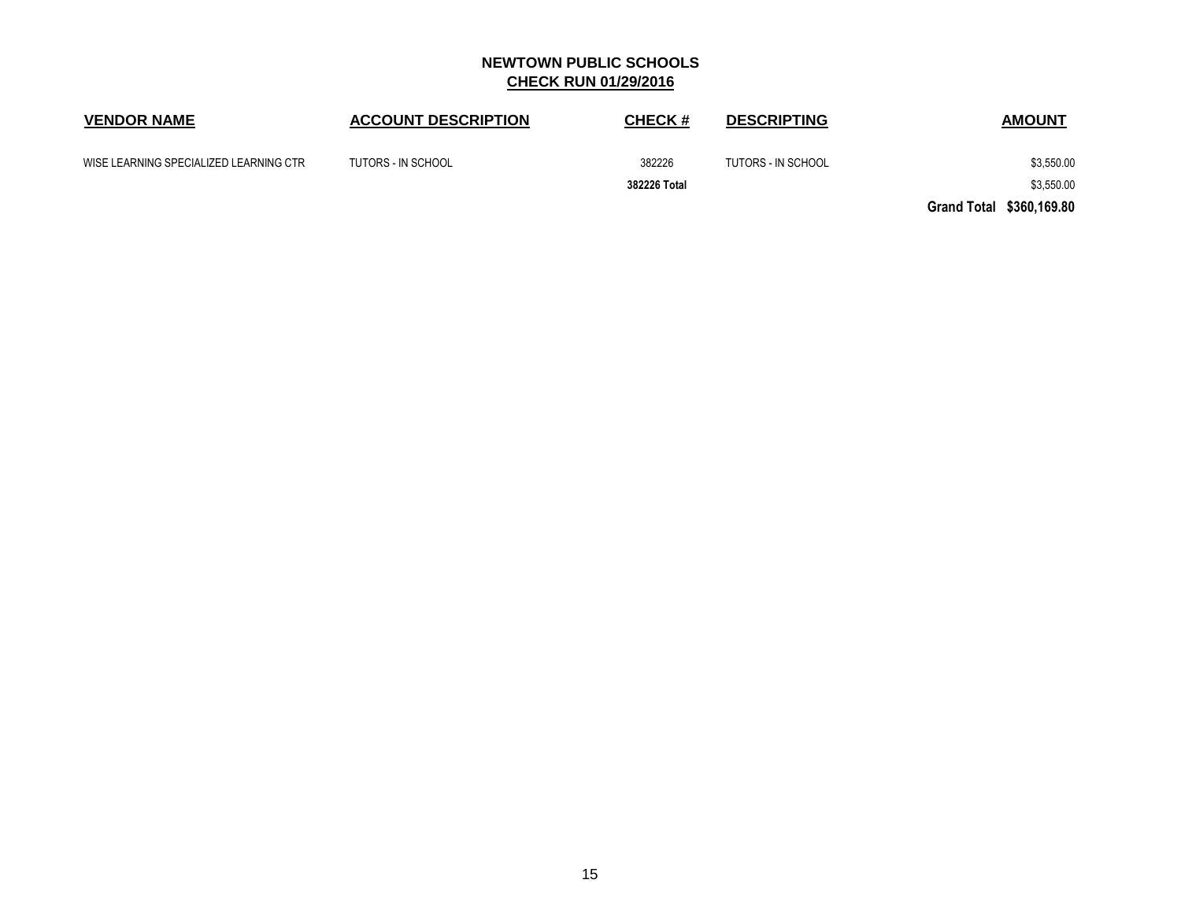# NEWTOWN PUBLIC SCHOOLS

## CHECK RUN 01/29/2016

| VENDOR NAME | ACCOUNT DESCRIPTION | CHECK # | DESCRIPTING | AMOUNT |
|---|---|---|---|---|
| WISE LEARNING SPECIALIZED LEARNING CTR | TUTORS - IN SCHOOL | 382226 | TUTORS - IN SCHOOL | $3,550.00 |
| | | **382226 Total** | | $3,550.00 |
| | | | **Grand Total** | **$360,169.80** |